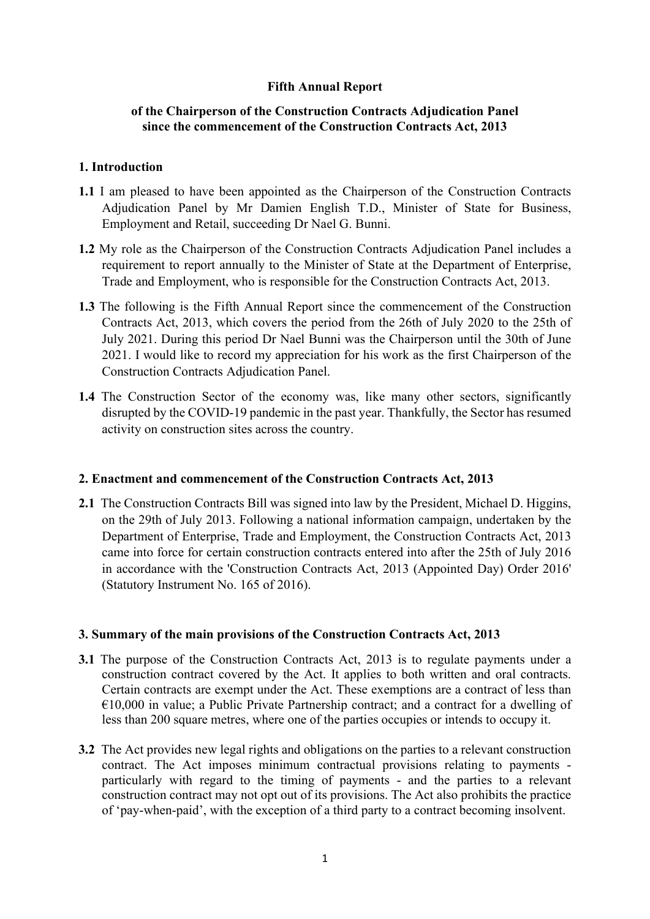# Fifth Annual Report

## of the Chairperson of the Construction Contracts Adjudication Panel since the commencement of the Construction Contracts Act, 2013

## 1. Introduction

**1.1** I am pleased to have been appointed as the Chairperson of the Construction Contracts Adjudication Panel by Mr Damien English T.D., Minister of State for Business, Employment and Retail, succeeding Dr Nael G. Bunni.

**1.2** My role as the Chairperson of the Construction Contracts Adjudication Panel includes a requirement to report annually to the Minister of State at the Department of Enterprise, Trade and Employment, who is responsible for the Construction Contracts Act, 2013.

**1.3** The following is the Fifth Annual Report since the commencement of the Construction Contracts Act, 2013, which covers the period from the 26th of July 2020 to the 25th of July 2021. During this period Dr Nael Bunni was the Chairperson until the 30th of June 2021. I would like to record my appreciation for his work as the first Chairperson of the Construction Contracts Adjudication Panel.

**1.4** The Construction Sector of the economy was, like many other sectors, significantly disrupted by the COVID-19 pandemic in the past year. Thankfully, the Sector has resumed activity on construction sites across the country.

## 2. Enactment and commencement of the Construction Contracts Act, 2013

**2.1** The Construction Contracts Bill was signed into law by the President, Michael D. Higgins, on the 29th of July 2013. Following a national information campaign, undertaken by the Department of Enterprise, Trade and Employment, the Construction Contracts Act, 2013 came into force for certain construction contracts entered into after the 25th of July 2016 in accordance with the 'Construction Contracts Act, 2013 (Appointed Day) Order 2016' (Statutory Instrument No. 165 of 2016).

## 3. Summary of the main provisions of the Construction Contracts Act, 2013

**3.1** The purpose of the Construction Contracts Act, 2013 is to regulate payments under a construction contract covered by the Act. It applies to both written and oral contracts. Certain contracts are exempt under the Act. These exemptions are a contract of less than €10,000 in value; a Public Private Partnership contract; and a contract for a dwelling of less than 200 square metres, where one of the parties occupies or intends to occupy it.

**3.2** The Act provides new legal rights and obligations on the parties to a relevant construction contract. The Act imposes minimum contractual provisions relating to payments - particularly with regard to the timing of payments - and the parties to a relevant construction contract may not opt out of its provisions. The Act also prohibits the practice of 'pay-when-paid', with the exception of a third party to a contract becoming insolvent.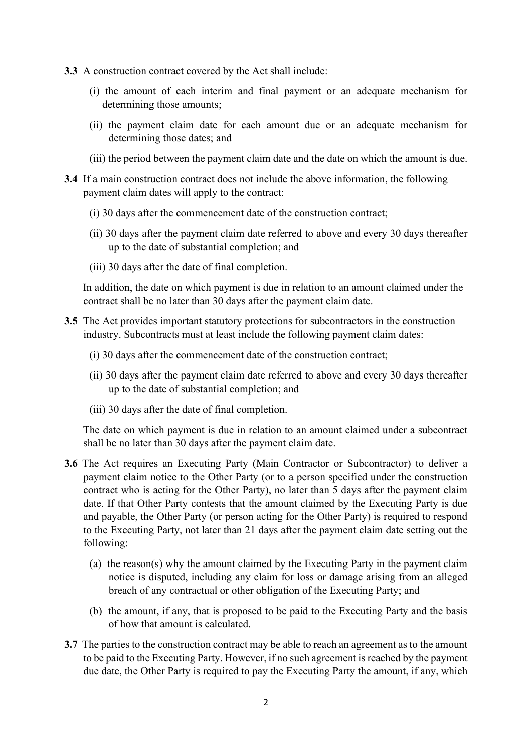**3.3** A construction contract covered by the Act shall include:

(i) the amount of each interim and final payment or an adequate mechanism for determining those amounts;

(ii) the payment claim date for each amount due or an adequate mechanism for determining those dates; and

(iii) the period between the payment claim date and the date on which the amount is due.

**3.4** If a main construction contract does not include the above information, the following payment claim dates will apply to the contract:

(i) 30 days after the commencement date of the construction contract;

(ii) 30 days after the payment claim date referred to above and every 30 days thereafter up to the date of substantial completion; and

(iii) 30 days after the date of final completion.

In addition, the date on which payment is due in relation to an amount claimed under the contract shall be no later than 30 days after the payment claim date.

**3.5** The Act provides important statutory protections for subcontractors in the construction industry. Subcontracts must at least include the following payment claim dates:

(i) 30 days after the commencement date of the construction contract;

(ii) 30 days after the payment claim date referred to above and every 30 days thereafter up to the date of substantial completion; and

(iii) 30 days after the date of final completion.

The date on which payment is due in relation to an amount claimed under a subcontract shall be no later than 30 days after the payment claim date.

**3.6** The Act requires an Executing Party (Main Contractor or Subcontractor) to deliver a payment claim notice to the Other Party (or to a person specified under the construction contract who is acting for the Other Party), no later than 5 days after the payment claim date. If that Other Party contests that the amount claimed by the Executing Party is due and payable, the Other Party (or person acting for the Other Party) is required to respond to the Executing Party, not later than 21 days after the payment claim date setting out the following:

(a) the reason(s) why the amount claimed by the Executing Party in the payment claim notice is disputed, including any claim for loss or damage arising from an alleged breach of any contractual or other obligation of the Executing Party; and

(b) the amount, if any, that is proposed to be paid to the Executing Party and the basis of how that amount is calculated.

**3.7** The parties to the construction contract may be able to reach an agreement as to the amount to be paid to the Executing Party. However, if no such agreement is reached by the payment due date, the Other Party is required to pay the Executing Party the amount, if any, which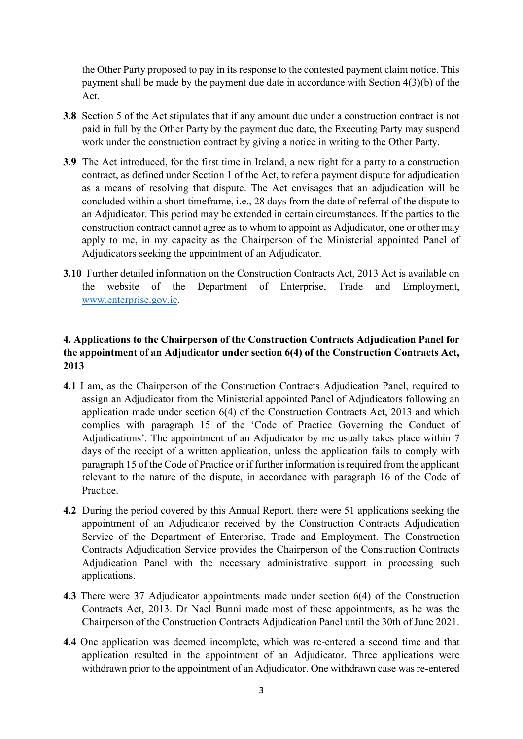the Other Party proposed to pay in its response to the contested payment claim notice. This payment shall be made by the payment due date in accordance with Section 4(3)(b) of the Act.

**3.8** Section 5 of the Act stipulates that if any amount due under a construction contract is not paid in full by the Other Party by the payment due date, the Executing Party may suspend work under the construction contract by giving a notice in writing to the Other Party.

**3.9** The Act introduced, for the first time in Ireland, a new right for a party to a construction contract, as defined under Section 1 of the Act, to refer a payment dispute for adjudication as a means of resolving that dispute. The Act envisages that an adjudication will be concluded within a short timeframe, i.e., 28 days from the date of referral of the dispute to an Adjudicator. This period may be extended in certain circumstances. If the parties to the construction contract cannot agree as to whom to appoint as Adjudicator, one or other may apply to me, in my capacity as the Chairperson of the Ministerial appointed Panel of Adjudicators seeking the appointment of an Adjudicator.

**3.10** Further detailed information on the Construction Contracts Act, 2013 Act is available on the website of the Department of Enterprise, Trade and Employment, [www.enterprise.gov.ie](http://www.enterprise.gov.ie).

## 4. Applications to the Chairperson of the Construction Contracts Adjudication Panel for the appointment of an Adjudicator under section 6(4) of the Construction Contracts Act, 2013

**4.1** I am, as the Chairperson of the Construction Contracts Adjudication Panel, required to assign an Adjudicator from the Ministerial appointed Panel of Adjudicators following an application made under section 6(4) of the Construction Contracts Act, 2013 and which complies with paragraph 15 of the 'Code of Practice Governing the Conduct of Adjudications'. The appointment of an Adjudicator by me usually takes place within 7 days of the receipt of a written application, unless the application fails to comply with paragraph 15 of the Code of Practice or if further information is required from the applicant relevant to the nature of the dispute, in accordance with paragraph 16 of the Code of Practice.

**4.2** During the period covered by this Annual Report, there were 51 applications seeking the appointment of an Adjudicator received by the Construction Contracts Adjudication Service of the Department of Enterprise, Trade and Employment. The Construction Contracts Adjudication Service provides the Chairperson of the Construction Contracts Adjudication Panel with the necessary administrative support in processing such applications.

**4.3** There were 37 Adjudicator appointments made under section 6(4) of the Construction Contracts Act, 2013. Dr Nael Bunni made most of these appointments, as he was the Chairperson of the Construction Contracts Adjudication Panel until the 30th of June 2021.

**4.4** One application was deemed incomplete, which was re-entered a second time and that application resulted in the appointment of an Adjudicator. Three applications were withdrawn prior to the appointment of an Adjudicator. One withdrawn case was re-entered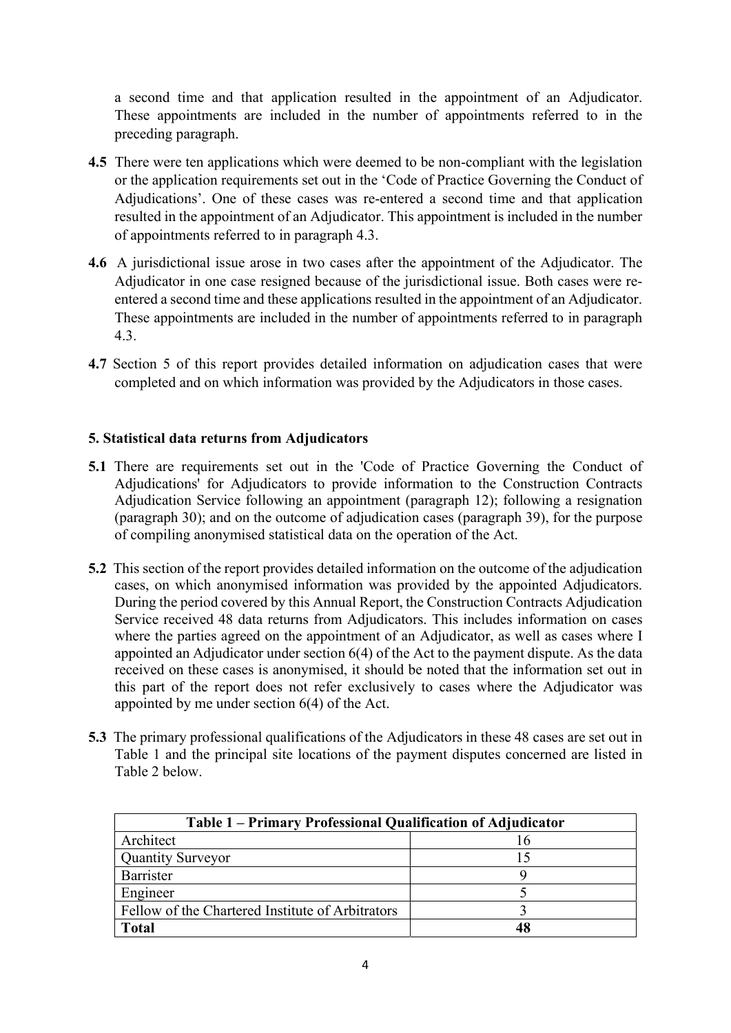a second time and that application resulted in the appointment of an Adjudicator. These appointments are included in the number of appointments referred to in the preceding paragraph.

**4.5** There were ten applications which were deemed to be non-compliant with the legislation or the application requirements set out in the 'Code of Practice Governing the Conduct of Adjudications'. One of these cases was re-entered a second time and that application resulted in the appointment of an Adjudicator. This appointment is included in the number of appointments referred to in paragraph 4.3.

**4.6** A jurisdictional issue arose in two cases after the appointment of the Adjudicator. The Adjudicator in one case resigned because of the jurisdictional issue. Both cases were re-entered a second time and these applications resulted in the appointment of an Adjudicator. These appointments are included in the number of appointments referred to in paragraph 4.3.

**4.7** Section 5 of this report provides detailed information on adjudication cases that were completed and on which information was provided by the Adjudicators in those cases.

## 5. Statistical data returns from Adjudicators

**5.1** There are requirements set out in the 'Code of Practice Governing the Conduct of Adjudications' for Adjudicators to provide information to the Construction Contracts Adjudication Service following an appointment (paragraph 12); following a resignation (paragraph 30); and on the outcome of adjudication cases (paragraph 39), for the purpose of compiling anonymised statistical data on the operation of the Act.

**5.2** This section of the report provides detailed information on the outcome of the adjudication cases, on which anonymised information was provided by the appointed Adjudicators. During the period covered by this Annual Report, the Construction Contracts Adjudication Service received 48 data returns from Adjudicators. This includes information on cases where the parties agreed on the appointment of an Adjudicator, as well as cases where I appointed an Adjudicator under section 6(4) of the Act to the payment dispute. As the data received on these cases is anonymised, it should be noted that the information set out in this part of the report does not refer exclusively to cases where the Adjudicator was appointed by me under section 6(4) of the Act.

**5.3** The primary professional qualifications of the Adjudicators in these 48 cases are set out in Table 1 and the principal site locations of the payment disputes concerned are listed in Table 2 below.

| Table 1 – Primary Professional Qualification of Adjudicator | |
|---|---|
| Architect | 16 |
| Quantity Surveyor | 15 |
| Barrister | 9 |
| Engineer | 5 |
| Fellow of the Chartered Institute of Arbitrators | 3 |
| **Total** | **48** |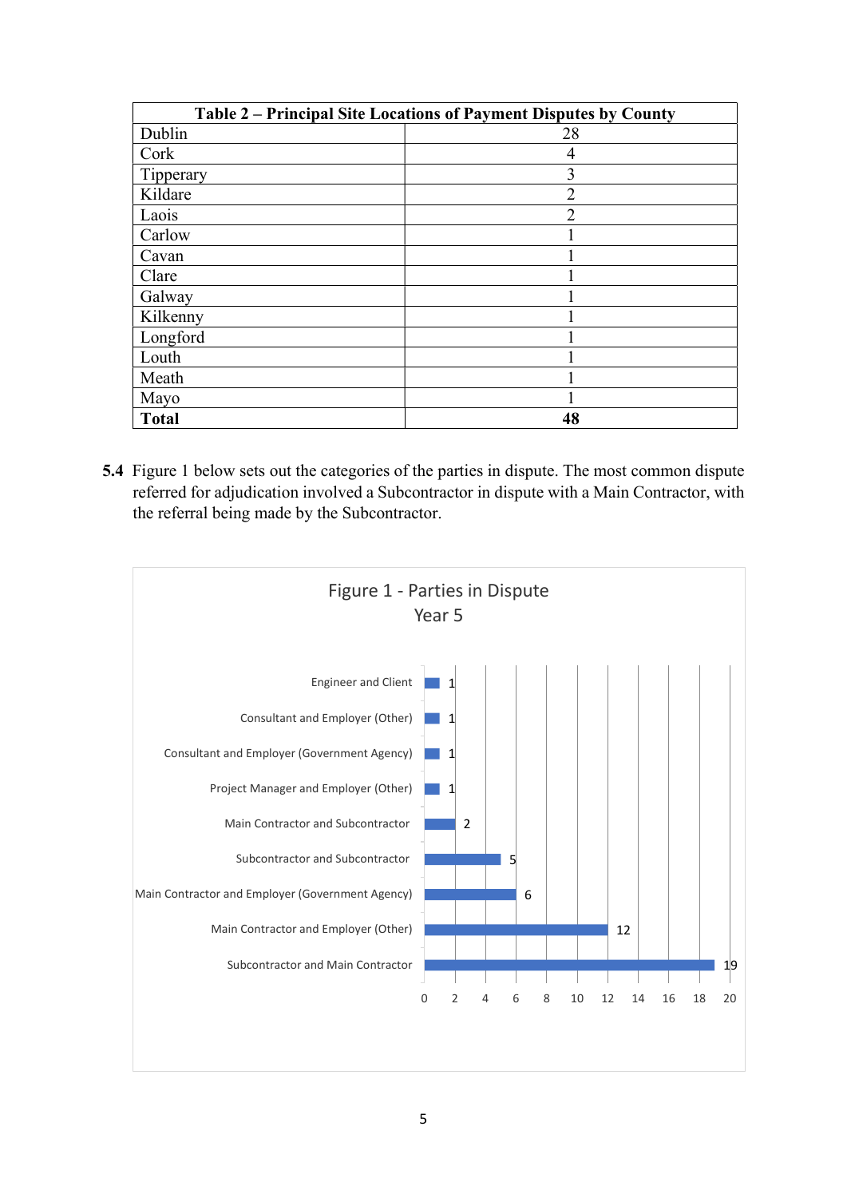| Table 2 – Principal Site Locations of Payment Disputes by County | |
|---|---|
| Dublin | 28 |
| Cork | 4 |
| Tipperary | 3 |
| Kildare | 2 |
| Laois | 2 |
| Carlow | 1 |
| Cavan | 1 |
| Clare | 1 |
| Galway | 1 |
| Kilkenny | 1 |
| Longford | 1 |
| Louth | 1 |
| Meath | 1 |
| Mayo | 1 |
| **Total** | **48** |

**5.4** Figure 1 below sets out the categories of the parties in dispute. The most common dispute referred for adjudication involved a Subcontractor in dispute with a Main Contractor, with the referral being made by the Subcontractor.

Figure 1 - Parties in Dispute
Year 5

| Parties in Dispute | Number |
|---|---|
| Engineer and Client | 1 |
| Consultant and Employer (Other) | 1 |
| Consultant and Employer (Government Agency) | 1 |
| Project Manager and Employer (Other) | 1 |
| Main Contractor and Subcontractor | 2 |
| Subcontractor and Subcontractor | 5 |
| Main Contractor and Employer (Government Agency) | 6 |
| Main Contractor and Employer (Other) | 12 |
| Subcontractor and Main Contractor | 19 |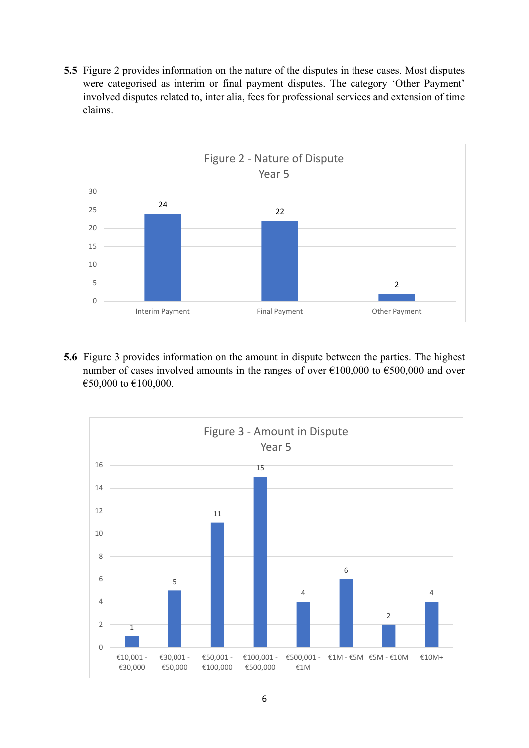**5.5** Figure 2 provides information on the nature of the disputes in these cases. Most disputes were categorised as interim or final payment disputes. The category 'Other Payment' involved disputes related to, inter alia, fees for professional services and extension of time claims.

Figure 2 - Nature of Dispute
Year 5

| Nature of Dispute | Number of cases |
| --- | --- |
| Interim Payment | 24 |
| Final Payment | 22 |
| Other Payment | 2 |

**5.6** Figure 3 provides information on the amount in dispute between the parties. The highest number of cases involved amounts in the ranges of over €100,000 to €500,000 and over €50,000 to €100,000.

Figure 3 - Amount in Dispute
Year 5

| Amount in Dispute | Number of cases |
| --- | --- |
| €10,001 - €30,000 | 1 |
| €30,001 - €50,000 | 5 |
| €50,001 - €100,000 | 11 |
| €100,001 - €500,000 | 15 |
| €500,001 - €1M | 4 |
| €1M - €5M | 6 |
| €5M - €10M | 2 |
| €10M+ | 4 |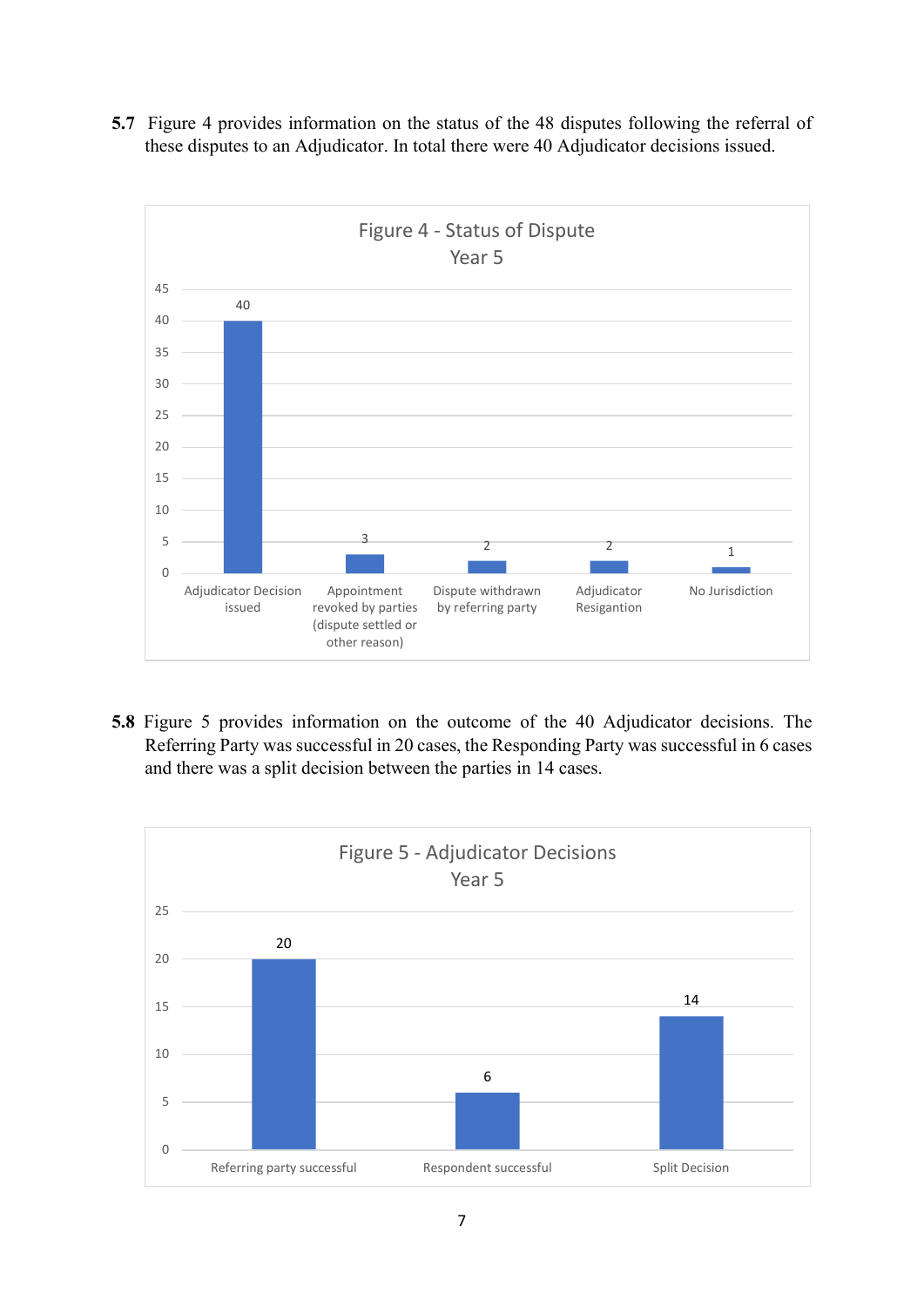**5.7** Figure 4 provides information on the status of the 48 disputes following the referral of these disputes to an Adjudicator. In total there were 40 Adjudicator decisions issued.

Figure 4 - Status of Dispute
Year 5

| Status | Number |
|---|---|
| Adjudicator Decision issued | 40 |
| Appointment revoked by parties (dispute settled or other reason) | 3 |
| Dispute withdrawn by referring party | 2 |
| Adjudicator Resigantion | 2 |
| No Jurisdiction | 1 |

**5.8** Figure 5 provides information on the outcome of the 40 Adjudicator decisions. The Referring Party was successful in 20 cases, the Responding Party was successful in 6 cases and there was a split decision between the parties in 14 cases.

Figure 5 - Adjudicator Decisions
Year 5

| Outcome | Number |
|---|---|
| Referring party successful | 20 |
| Respondent successful | 6 |
| Split Decision | 14 |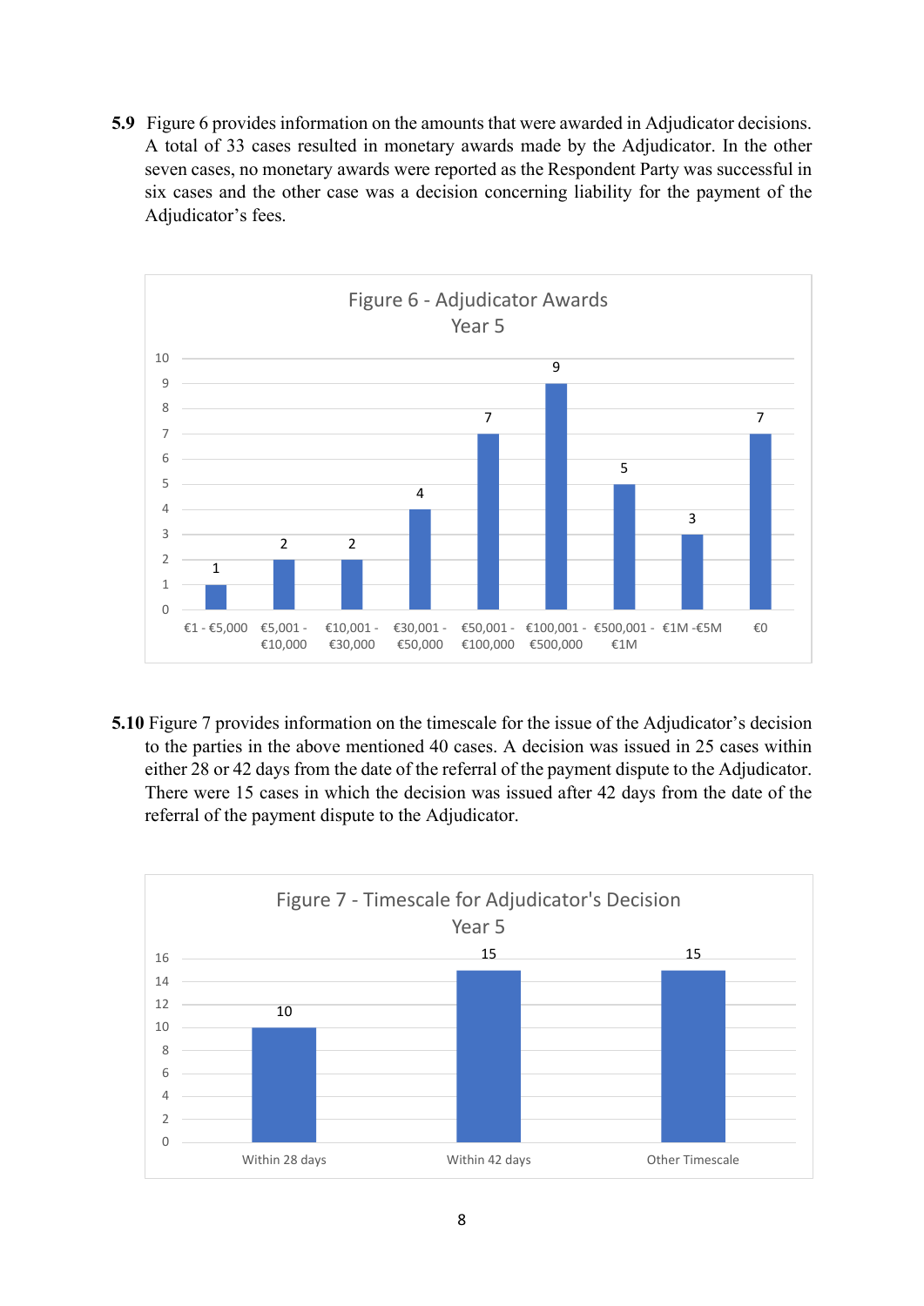**5.9** Figure 6 provides information on the amounts that were awarded in Adjudicator decisions. A total of 33 cases resulted in monetary awards made by the Adjudicator. In the other seven cases, no monetary awards were reported as the Respondent Party was successful in six cases and the other case was a decision concerning liability for the payment of the Adjudicator's fees.

Figure 6 - Adjudicator Awards Year 5

| Award | Number of cases |
|---|---|
| €1 - €5,000 | 1 |
| €5,001 - €10,000 | 2 |
| €10,001 - €30,000 | 2 |
| €30,001 - €50,000 | 4 |
| €50,001 - €100,000 | 7 |
| €100,001 - €500,000 | 9 |
| €500,001 - €1M | 5 |
| €1M -€5M | 3 |
| €0 | 7 |

**5.10** Figure 7 provides information on the timescale for the issue of the Adjudicator's decision to the parties in the above mentioned 40 cases. A decision was issued in 25 cases within either 28 or 42 days from the date of the referral of the payment dispute to the Adjudicator. There were 15 cases in which the decision was issued after 42 days from the date of the referral of the payment dispute to the Adjudicator.

Figure 7 - Timescale for Adjudicator's Decision Year 5

| Timescale | Number of cases |
|---|---|
| Within 28 days | 10 |
| Within 42 days | 15 |
| Other Timescale | 15 |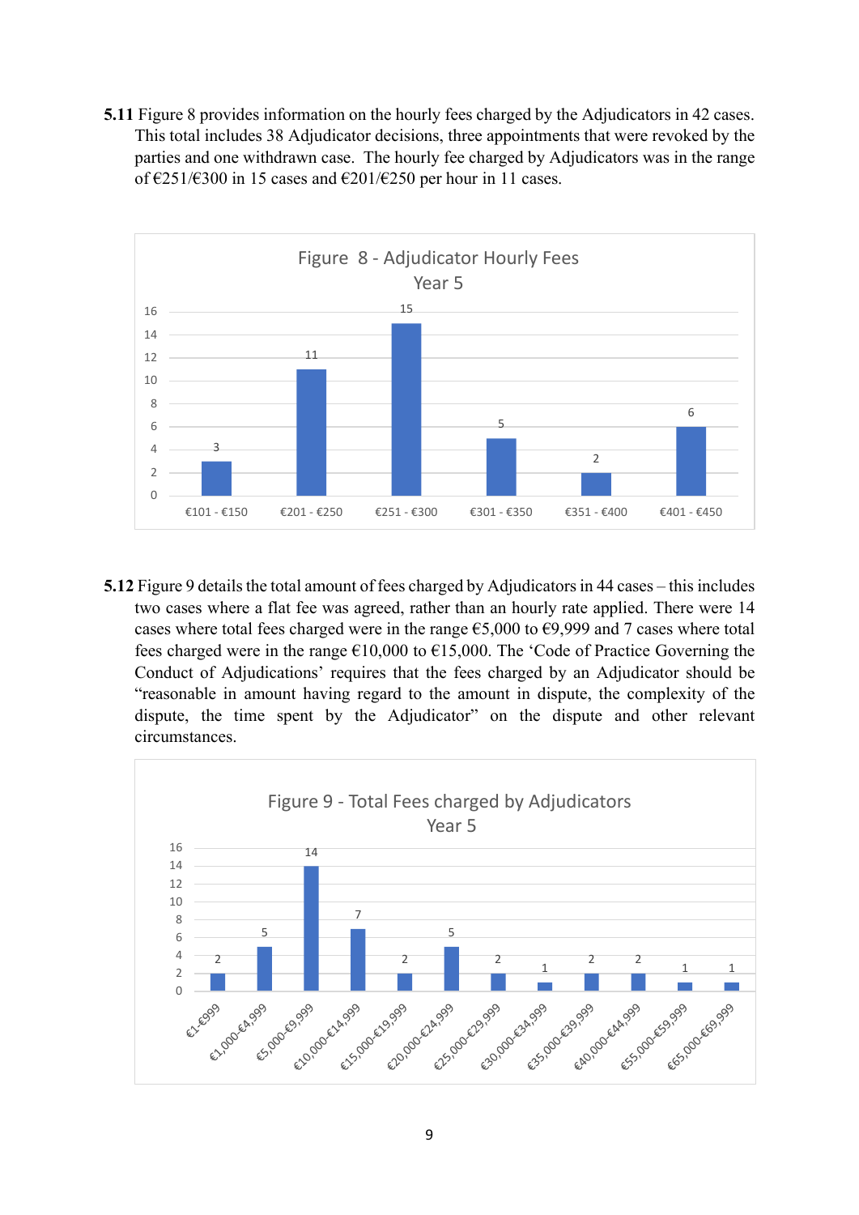**5.11** Figure 8 provides information on the hourly fees charged by the Adjudicators in 42 cases. This total includes 38 Adjudicator decisions, three appointments that were revoked by the parties and one withdrawn case. The hourly fee charged by Adjudicators was in the range of €251/€300 in 15 cases and €201/€250 per hour in 11 cases.

Figure 8 - Adjudicator Hourly Fees Year 5

| Hourly fee | Cases |
| --- | --- |
| €101 - €150 | 3 |
| €201 - €250 | 11 |
| €251 - €300 | 15 |
| €301 - €350 | 5 |
| €351 - €400 | 2 |
| €401 - €450 | 6 |

**5.12** Figure 9 details the total amount of fees charged by Adjudicators in 44 cases – this includes two cases where a flat fee was agreed, rather than an hourly rate applied. There were 14 cases where total fees charged were in the range €5,000 to €9,999 and 7 cases where total fees charged were in the range €10,000 to €15,000. The 'Code of Practice Governing the Conduct of Adjudications' requires that the fees charged by an Adjudicator should be "reasonable in amount having regard to the amount in dispute, the complexity of the dispute, the time spent by the Adjudicator" on the dispute and other relevant circumstances.

Figure 9 - Total Fees charged by Adjudicators Year 5

| Total fees | Cases |
| --- | --- |
| €1-€999 | 2 |
| €1,000-€4,999 | 5 |
| €5,000-€9,999 | 14 |
| €10,000-€14,999 | 7 |
| €15,000-€19,999 | 2 |
| €20,000-€24,999 | 5 |
| €25,000-€29,999 | 2 |
| €30,000-€34,999 | 1 |
| €35,000-€39,999 | 2 |
| €40,000-€44,999 | 2 |
| €55,000-€59,999 | 1 |
| €65,000-€69,999 | 1 |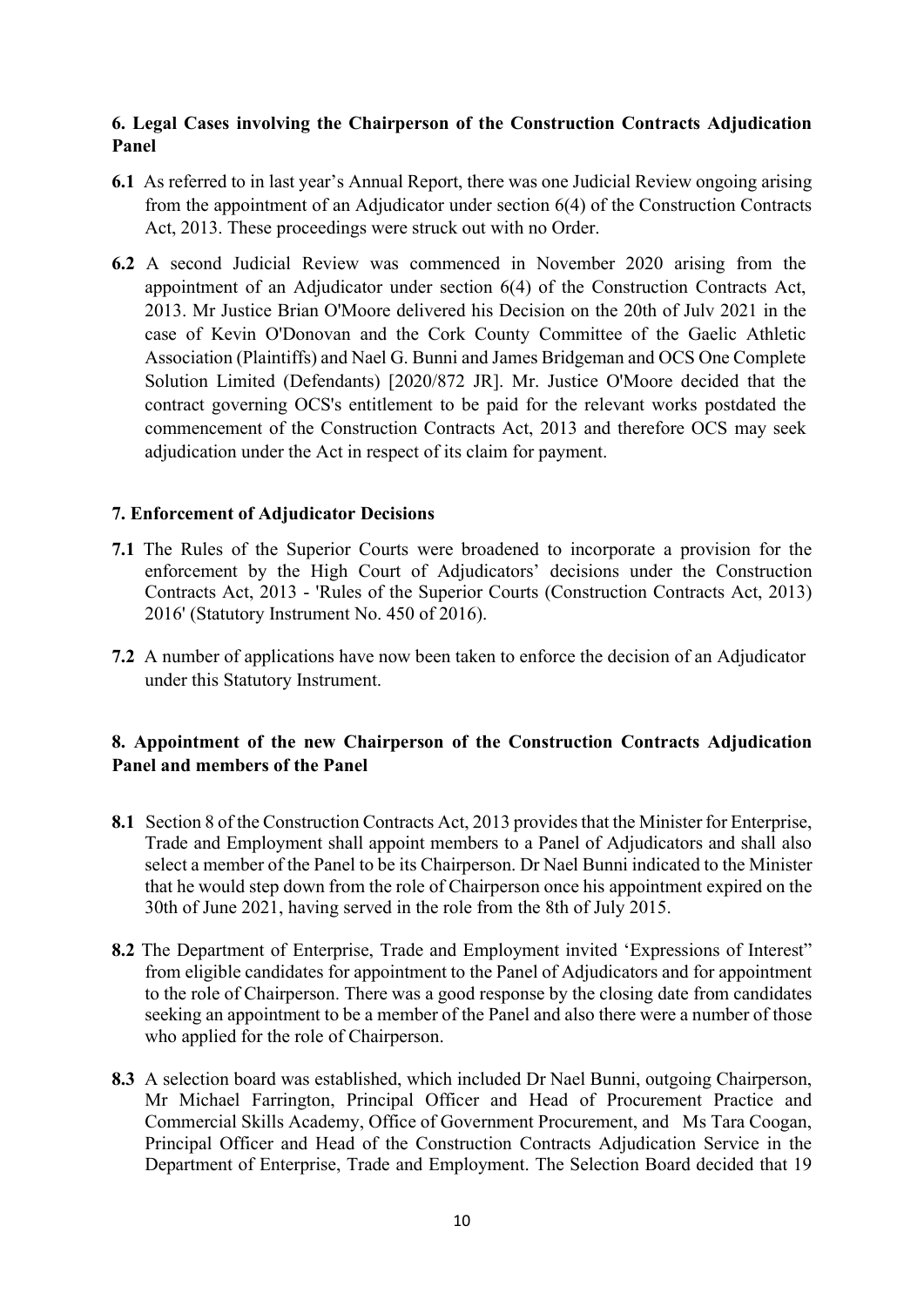## 6. Legal Cases involving the Chairperson of the Construction Contracts Adjudication Panel

**6.1** As referred to in last year's Annual Report, there was one Judicial Review ongoing arising from the appointment of an Adjudicator under section 6(4) of the Construction Contracts Act, 2013. These proceedings were struck out with no Order.

**6.2** A second Judicial Review was commenced in November 2020 arising from the appointment of an Adjudicator under section 6(4) of the Construction Contracts Act, 2013. Mr Justice Brian O'Moore delivered his Decision on the 20th of July 2021 in the case of Kevin O'Donovan and the Cork County Committee of the Gaelic Athletic Association (Plaintiffs) and Nael G. Bunni and James Bridgeman and OCS One Complete Solution Limited (Defendants) [2020/872 JR]. Mr. Justice O'Moore decided that the contract governing OCS's entitlement to be paid for the relevant works postdated the commencement of the Construction Contracts Act, 2013 and therefore OCS may seek adjudication under the Act in respect of its claim for payment.

## 7. Enforcement of Adjudicator Decisions

**7.1** The Rules of the Superior Courts were broadened to incorporate a provision for the enforcement by the High Court of Adjudicators' decisions under the Construction Contracts Act, 2013 - 'Rules of the Superior Courts (Construction Contracts Act, 2013) 2016' (Statutory Instrument No. 450 of 2016).

**7.2** A number of applications have now been taken to enforce the decision of an Adjudicator under this Statutory Instrument.

## 8. Appointment of the new Chairperson of the Construction Contracts Adjudication Panel and members of the Panel

**8.1** Section 8 of the Construction Contracts Act, 2013 provides that the Minister for Enterprise, Trade and Employment shall appoint members to a Panel of Adjudicators and shall also select a member of the Panel to be its Chairperson. Dr Nael Bunni indicated to the Minister that he would step down from the role of Chairperson once his appointment expired on the 30th of June 2021, having served in the role from the 8th of July 2015.

**8.2** The Department of Enterprise, Trade and Employment invited 'Expressions of Interest" from eligible candidates for appointment to the Panel of Adjudicators and for appointment to the role of Chairperson. There was a good response by the closing date from candidates seeking an appointment to be a member of the Panel and also there were a number of those who applied for the role of Chairperson.

**8.3** A selection board was established, which included Dr Nael Bunni, outgoing Chairperson, Mr Michael Farrington, Principal Officer and Head of Procurement Practice and Commercial Skills Academy, Office of Government Procurement, and Ms Tara Coogan, Principal Officer and Head of the Construction Contracts Adjudication Service in the Department of Enterprise, Trade and Employment. The Selection Board decided that 19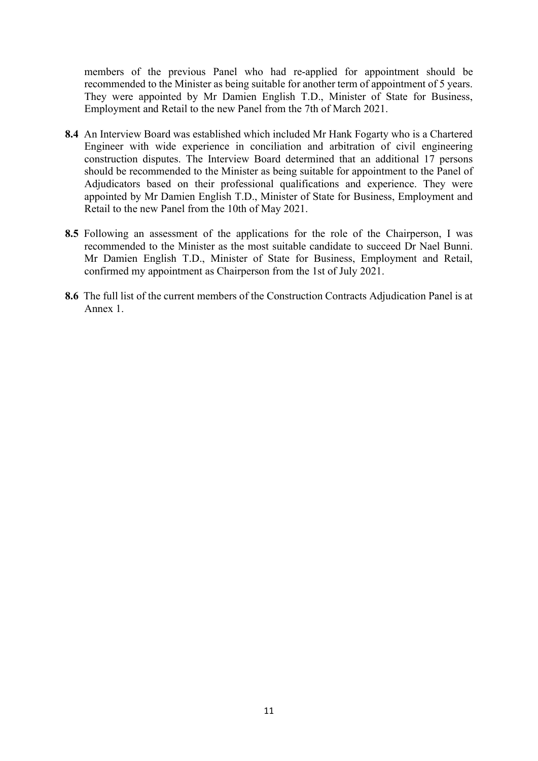members of the previous Panel who had re-applied for appointment should be recommended to the Minister as being suitable for another term of appointment of 5 years. They were appointed by Mr Damien English T.D., Minister of State for Business, Employment and Retail to the new Panel from the 7th of March 2021.

**8.4** An Interview Board was established which included Mr Hank Fogarty who is a Chartered Engineer with wide experience in conciliation and arbitration of civil engineering construction disputes. The Interview Board determined that an additional 17 persons should be recommended to the Minister as being suitable for appointment to the Panel of Adjudicators based on their professional qualifications and experience. They were appointed by Mr Damien English T.D., Minister of State for Business, Employment and Retail to the new Panel from the 10th of May 2021.

**8.5** Following an assessment of the applications for the role of the Chairperson, I was recommended to the Minister as the most suitable candidate to succeed Dr Nael Bunni. Mr Damien English T.D., Minister of State for Business, Employment and Retail, confirmed my appointment as Chairperson from the 1st of July 2021.

**8.6** The full list of the current members of the Construction Contracts Adjudication Panel is at Annex 1.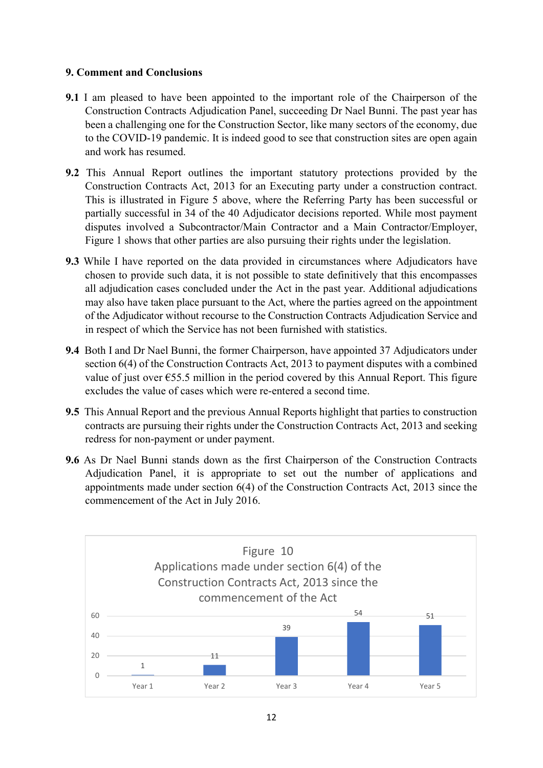## 9. Comment and Conclusions

**9.1** I am pleased to have been appointed to the important role of the Chairperson of the Construction Contracts Adjudication Panel, succeeding Dr Nael Bunni. The past year has been a challenging one for the Construction Sector, like many sectors of the economy, due to the COVID-19 pandemic. It is indeed good to see that construction sites are open again and work has resumed.

**9.2** This Annual Report outlines the important statutory protections provided by the Construction Contracts Act, 2013 for an Executing party under a construction contract. This is illustrated in Figure 5 above, where the Referring Party has been successful or partially successful in 34 of the 40 Adjudicator decisions reported. While most payment disputes involved a Subcontractor/Main Contractor and a Main Contractor/Employer, Figure 1 shows that other parties are also pursuing their rights under the legislation.

**9.3** While I have reported on the data provided in circumstances where Adjudicators have chosen to provide such data, it is not possible to state definitively that this encompasses all adjudication cases concluded under the Act in the past year. Additional adjudications may also have taken place pursuant to the Act, where the parties agreed on the appointment of the Adjudicator without recourse to the Construction Contracts Adjudication Service and in respect of which the Service has not been furnished with statistics.

**9.4** Both I and Dr Nael Bunni, the former Chairperson, have appointed 37 Adjudicators under section 6(4) of the Construction Contracts Act, 2013 to payment disputes with a combined value of just over €55.5 million in the period covered by this Annual Report. This figure excludes the value of cases which were re-entered a second time.

**9.5** This Annual Report and the previous Annual Reports highlight that parties to construction contracts are pursuing their rights under the Construction Contracts Act, 2013 and seeking redress for non-payment or under payment.

**9.6** As Dr Nael Bunni stands down as the first Chairperson of the Construction Contracts Adjudication Panel, it is appropriate to set out the number of applications and appointments made under section 6(4) of the Construction Contracts Act, 2013 since the commencement of the Act in July 2016.

Figure 10
Applications made under section 6(4) of the Construction Contracts Act, 2013 since the commencement of the Act

| Year | Applications |
|---|---|
| Year 1 | 1 |
| Year 2 | 11 |
| Year 3 | 39 |
| Year 4 | 54 |
| Year 5 | 51 |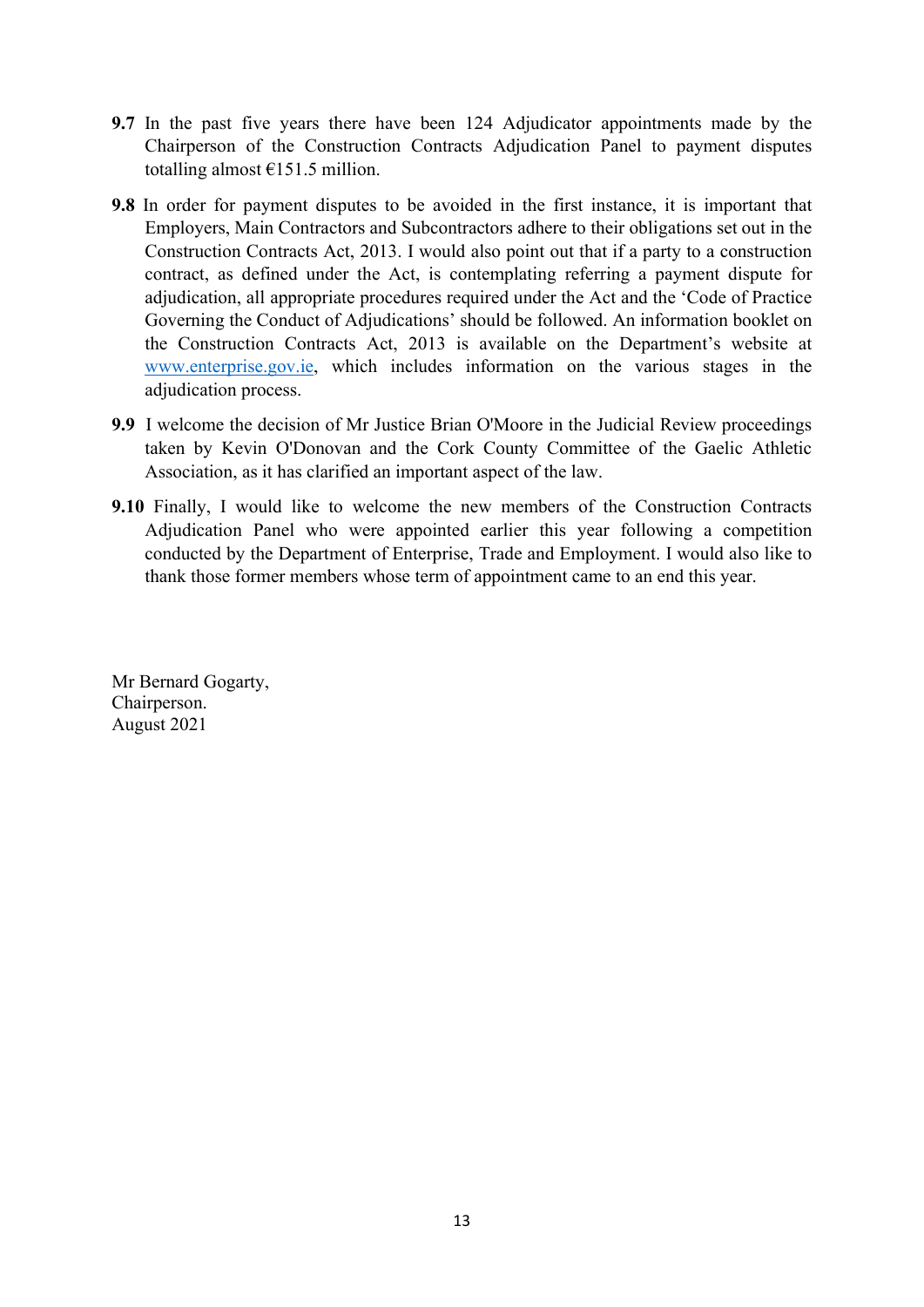**9.7** In the past five years there have been 124 Adjudicator appointments made by the Chairperson of the Construction Contracts Adjudication Panel to payment disputes totalling almost €151.5 million.

**9.8** In order for payment disputes to be avoided in the first instance, it is important that Employers, Main Contractors and Subcontractors adhere to their obligations set out in the Construction Contracts Act, 2013. I would also point out that if a party to a construction contract, as defined under the Act, is contemplating referring a payment dispute for adjudication, all appropriate procedures required under the Act and the 'Code of Practice Governing the Conduct of Adjudications' should be followed. An information booklet on the Construction Contracts Act, 2013 is available on the Department's website at www.enterprise.gov.ie, which includes information on the various stages in the adjudication process.

**9.9** I welcome the decision of Mr Justice Brian O'Moore in the Judicial Review proceedings taken by Kevin O'Donovan and the Cork County Committee of the Gaelic Athletic Association, as it has clarified an important aspect of the law.

**9.10** Finally, I would like to welcome the new members of the Construction Contracts Adjudication Panel who were appointed earlier this year following a competition conducted by the Department of Enterprise, Trade and Employment. I would also like to thank those former members whose term of appointment came to an end this year.

Mr Bernard Gogarty,
Chairperson.
August 2021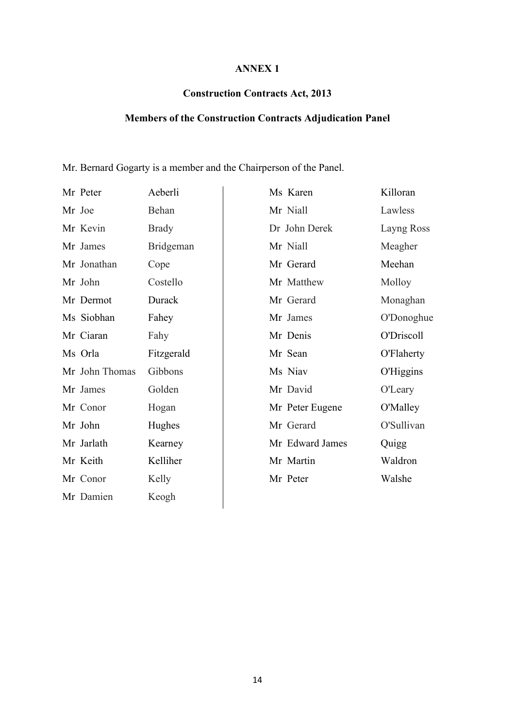**ANNEX 1**

**Construction Contracts Act, 2013**

**Members of the Construction Contracts Adjudication Panel**

Mr. Bernard Gogarty is a member and the Chairperson of the Panel.

| | | | | |
|---|---|---|---|---|
| Mr | Peter | Aeberli | | |
| Mr | Joe | Behan | | |
| Mr | Kevin | Brady | | |
| Mr | James | Bridgeman | | |
| Mr | Jonathan | Cope | | |
| Mr | John | Costello | | |
| Mr | Dermot | Durack | | |
| Ms | Siobhan | Fahey | | |
| Mr | Ciaran | Fahy | | |
| Ms | Orla | Fitzgerald | | |
| Mr | John Thomas | Gibbons | | |
| Mr | James | Golden | | |
| Mr | Conor | Hogan | | |
| Mr | John | Hughes | | |
| Mr | Jarlath | Kearney | | |
| Mr | Keith | Kelliher | | |
| Mr | Conor | Kelly | | |
| Mr | Damien | Keogh | | |
| Ms | Karen | Killoran | | |
| Mr | Niall | Lawless | | |
| Dr | John Derek | Layng Ross | | |
| Mr | Niall | Meagher | | |
| Mr | Gerard | Meehan | | |
| Mr | Matthew | Molloy | | |
| Mr | Gerard | Monaghan | | |
| Mr | James | O'Donoghue | | |
| Mr | Denis | O'Driscoll | | |
| Mr | Sean | O'Flaherty | | |
| Ms | Niav | O'Higgins | | |
| Mr | David | O'Leary | | |
| Mr | Peter Eugene | O'Malley | | |
| Mr | Gerard | O'Sullivan | | |
| Mr | Edward James | Quigg | | |
| Mr | Martin | Waldron | | |
| Mr | Peter | Walshe | | |